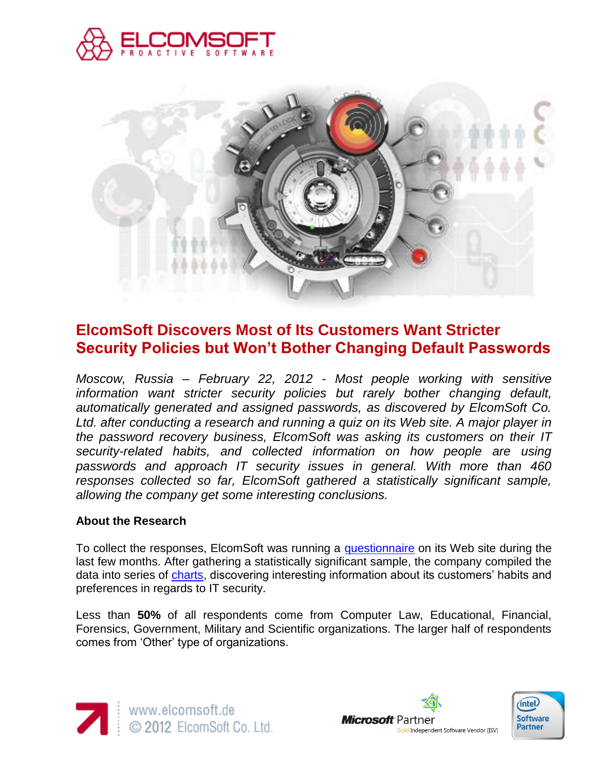# ElcomSoft Discovers Most of Its Customers Want Stricter Security Policies but Won't Bother Changing Default Passwords

*Moscow, Russia – February 22, 2012 - Most people working with sensitive information want stricter security policies but rarely bother changing default, automatically generated and assigned passwords, as discovered by ElcomSoft Co. Ltd. after conducting a research and running a quiz on its Web site. A major player in the password recovery business, ElcomSoft was asking its customers on their IT security-related habits, and collected information on how people are using passwords and approach IT security issues in general. With more than 460 responses collected so far, ElcomSoft gathered a statistically significant sample, allowing the company get some interesting conclusions.*

## About the Research

To collect the responses, ElcomSoft was running a questionnaire on its Web site during the last few months. After gathering a statistically significant sample, the company compiled the data into series of charts, discovering interesting information about its customers' habits and preferences in regards to IT security.

Less than **50%** of all respondents come from Computer Law, Educational, Financial, Forensics, Government, Military and Scientific organizations. The larger half of respondents comes from 'Other' type of organizations.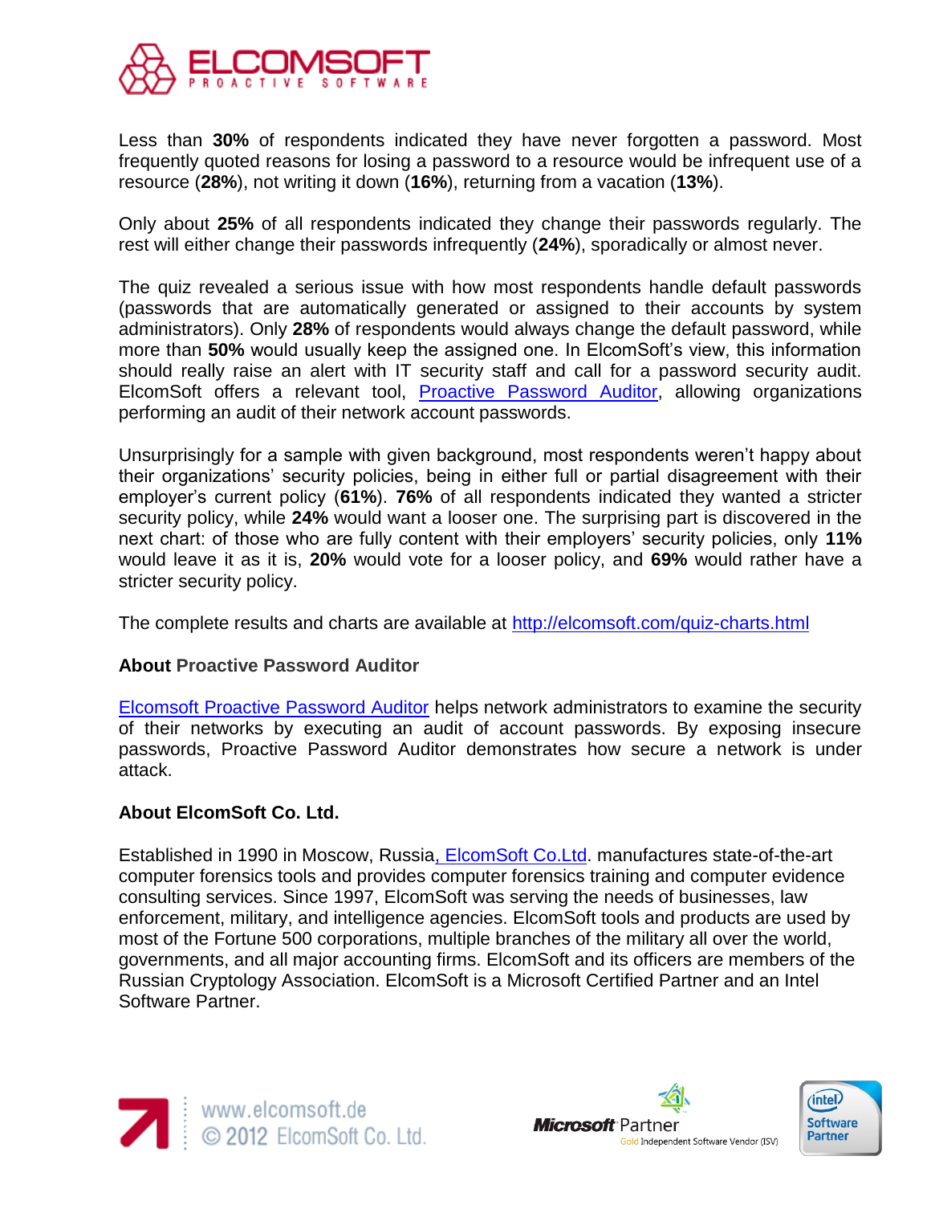Less than **30%** of respondents indicated they have never forgotten a password. Most frequently quoted reasons for losing a password to a resource would be infrequent use of a resource (**28%**), not writing it down (**16%**), returning from a vacation (**13%**).

Only about **25%** of all respondents indicated they change their passwords regularly. The rest will either change their passwords infrequently (**24%**), sporadically or almost never.

The quiz revealed a serious issue with how most respondents handle default passwords (passwords that are automatically generated or assigned to their accounts by system administrators). Only **28%** of respondents would always change the default password, while more than **50%** would usually keep the assigned one. In ElcomSoft's view, this information should really raise an alert with IT security staff and call for a password security audit. ElcomSoft offers a relevant tool, [Proactive Password Auditor](), allowing organizations performing an audit of their network account passwords.

Unsurprisingly for a sample with given background, most respondents weren't happy about their organizations' security policies, being in either full or partial disagreement with their employer's current policy (**61%**). **76%** of all respondents indicated they wanted a stricter security policy, while **24%** would want a looser one. The surprising part is discovered in the next chart: of those who are fully content with their employers' security policies, only **11%** would leave it as it is, **20%** would vote for a looser policy, and **69%** would rather have a stricter security policy.

The complete results and charts are available at [http://elcomsoft.com/quiz-charts.html](http://elcomsoft.com/quiz-charts.html)

**About Proactive Password Auditor**

[Elcomsoft Proactive Password Auditor]() helps network administrators to examine the security of their networks by executing an audit of account passwords. By exposing insecure passwords, Proactive Password Auditor demonstrates how secure a network is under attack.

**About ElcomSoft Co. Ltd.**

Established in 1990 in Moscow, Russia, [ElcomSoft Co.Ltd](). manufactures state-of-the-art computer forensics tools and provides computer forensics training and computer evidence consulting services. Since 1997, ElcomSoft was serving the needs of businesses, law enforcement, military, and intelligence agencies. ElcomSoft tools and products are used by most of the Fortune 500 corporations, multiple branches of the military all over the world, governments, and all major accounting firms. ElcomSoft and its officers are members of the Russian Cryptology Association. ElcomSoft is a Microsoft Certified Partner and an Intel Software Partner.

www.elcomsoft.de
© 2012 ElcomSoft Co. Ltd.

Microsoft Partner
Gold Independent Software Vendor (ISV)

intel
Software Partner